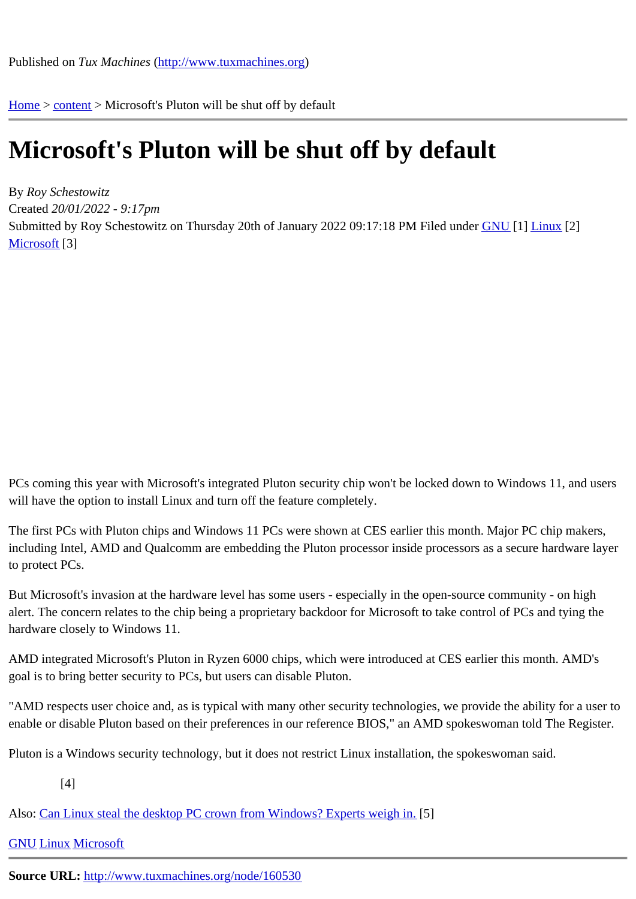Published on *Tux Machines* (http://www.tuxmachines.org)

Home > content > Microsoft's Pluton will be shut off by default

# Microsoft's Pluton will be shut off by default

By *Roy Schestowitz*
Created *20/01/2022 - 9:17pm*
Submitted by Roy Schestowitz on Thursday 20th of January 2022 09:17:18 PM Filed under GNU [1] Linux [2] Microsoft [3]

PCs coming this year with Microsoft's integrated Pluton security chip won't be locked down to Windows 11, and users will have the option to install Linux and turn off the feature completely.

The first PCs with Pluton chips and Windows 11 PCs were shown at CES earlier this month. Major PC chip makers, including Intel, AMD and Qualcomm are embedding the Pluton processor inside processors as a secure hardware layer to protect PCs.

But Microsoft's invasion at the hardware level has some users - especially in the open-source community - on high alert. The concern relates to the chip being a proprietary backdoor for Microsoft to take control of PCs and tying the hardware closely to Windows 11.

AMD integrated Microsoft's Pluton in Ryzen 6000 chips, which were introduced at CES earlier this month. AMD's goal is to bring better security to PCs, but users can disable Pluton.

"AMD respects user choice and, as is typical with many other security technologies, we provide the ability for a user to enable or disable Pluton based on their preferences in our reference BIOS," an AMD spokeswoman told The Register.

Pluton is a Windows security technology, but it does not restrict Linux installation, the spokeswoman said.

[4]

Also: Can Linux steal the desktop PC crown from Windows? Experts weigh in. [5]

GNU Linux Microsoft

**Source URL:** http://www.tuxmachines.org/node/160530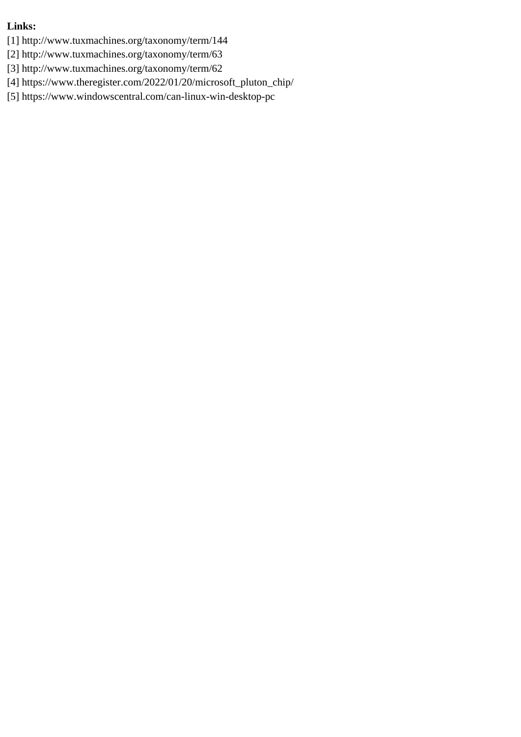**Links:**

[1] http://www.tuxmachines.org/taxonomy/term/144
[2] http://www.tuxmachines.org/taxonomy/term/63
[3] http://www.tuxmachines.org/taxonomy/term/62
[4] https://www.theregister.com/2022/01/20/microsoft_pluton_chip/
[5] https://www.windowscentral.com/can-linux-win-desktop-pc